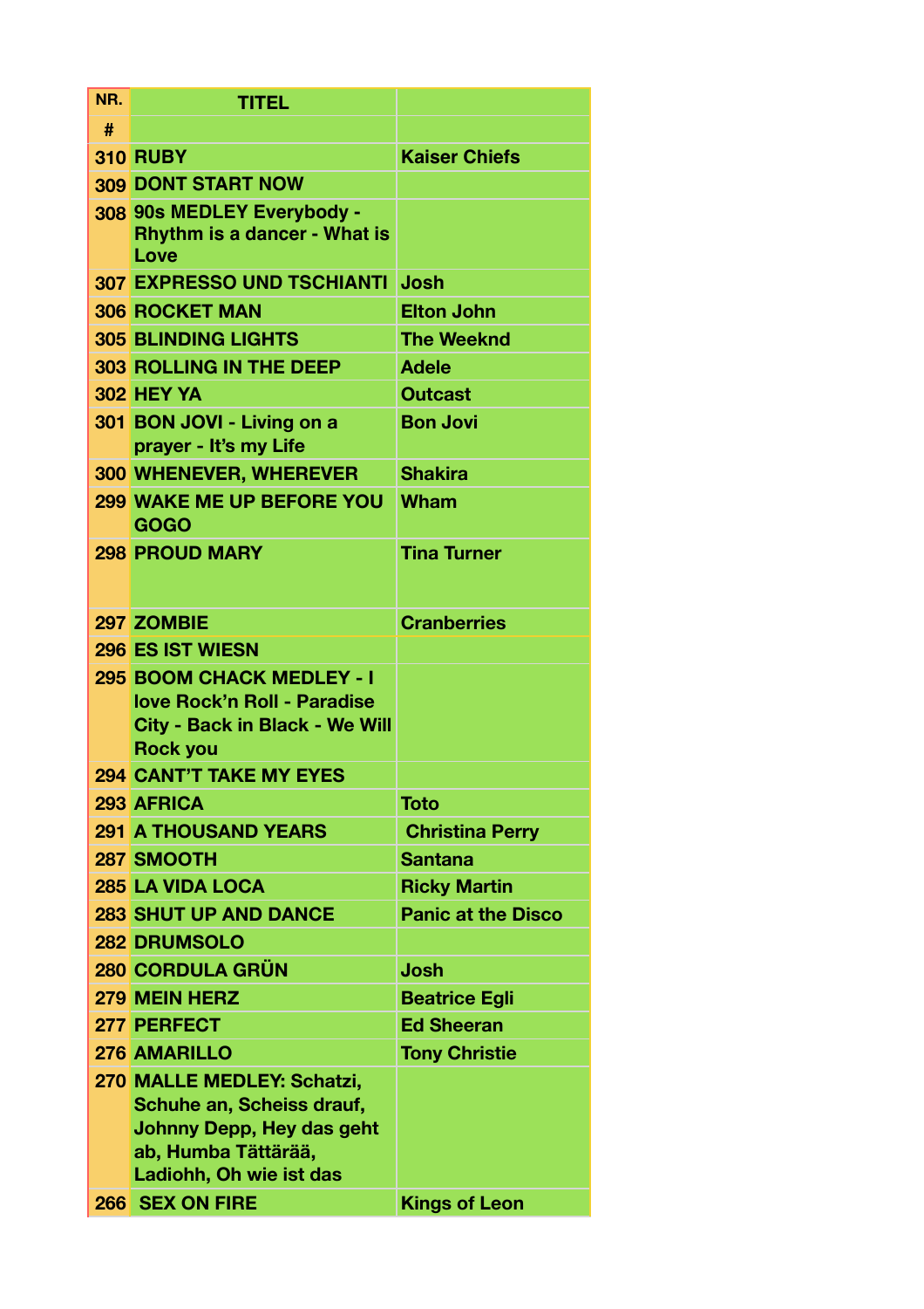| NR. | TITEL | |
|---|---|---|
| # | | |
| 310 | RUBY | Kaiser Chiefs |
| 309 | DONT START NOW | |
| 308 | 90s MEDLEY Everybody - Rhythm is a dancer - What is Love | |
| 307 | EXPRESSO UND TSCHIANTI | Josh |
| 306 | ROCKET MAN | Elton John |
| 305 | BLINDING LIGHTS | The Weeknd |
| 303 | ROLLING IN THE DEEP | Adele |
| 302 | HEY YA | Outcast |
| 301 | BON JOVI - Living on a prayer - It's my Life | Bon Jovi |
| 300 | WHENEVER, WHEREVER | Shakira |
| 299 | WAKE ME UP BEFORE YOU GOGO | Wham |
| 298 | PROUD MARY | Tina Turner |
| 297 | ZOMBIE | Cranberries |
| 296 | ES IST WIESN | |
| 295 | BOOM CHACK MEDLEY - I love Rock'n Roll - Paradise City - Back in Black - We Will Rock you | |
| 294 | CANT'T TAKE MY EYES | |
| 293 | AFRICA | Toto |
| 291 | A THOUSAND YEARS | Christina Perry |
| 287 | SMOOTH | Santana |
| 285 | LA VIDA LOCA | Ricky Martin |
| 283 | SHUT UP AND DANCE | Panic at the Disco |
| 282 | DRUMSOLO | |
| 280 | CORDULA GRÜN | Josh |
| 279 | MEIN HERZ | Beatrice Egli |
| 277 | PERFECT | Ed Sheeran |
| 276 | AMARILLO | Tony Christie |
| 270 | MALLE MEDLEY: Schatzi, Schuhe an, Scheiss drauf, Johnny Depp, Hey das geht ab, Humba Tättärää, Ladiohh, Oh wie ist das | |
| 266 | SEX ON FIRE | Kings of Leon |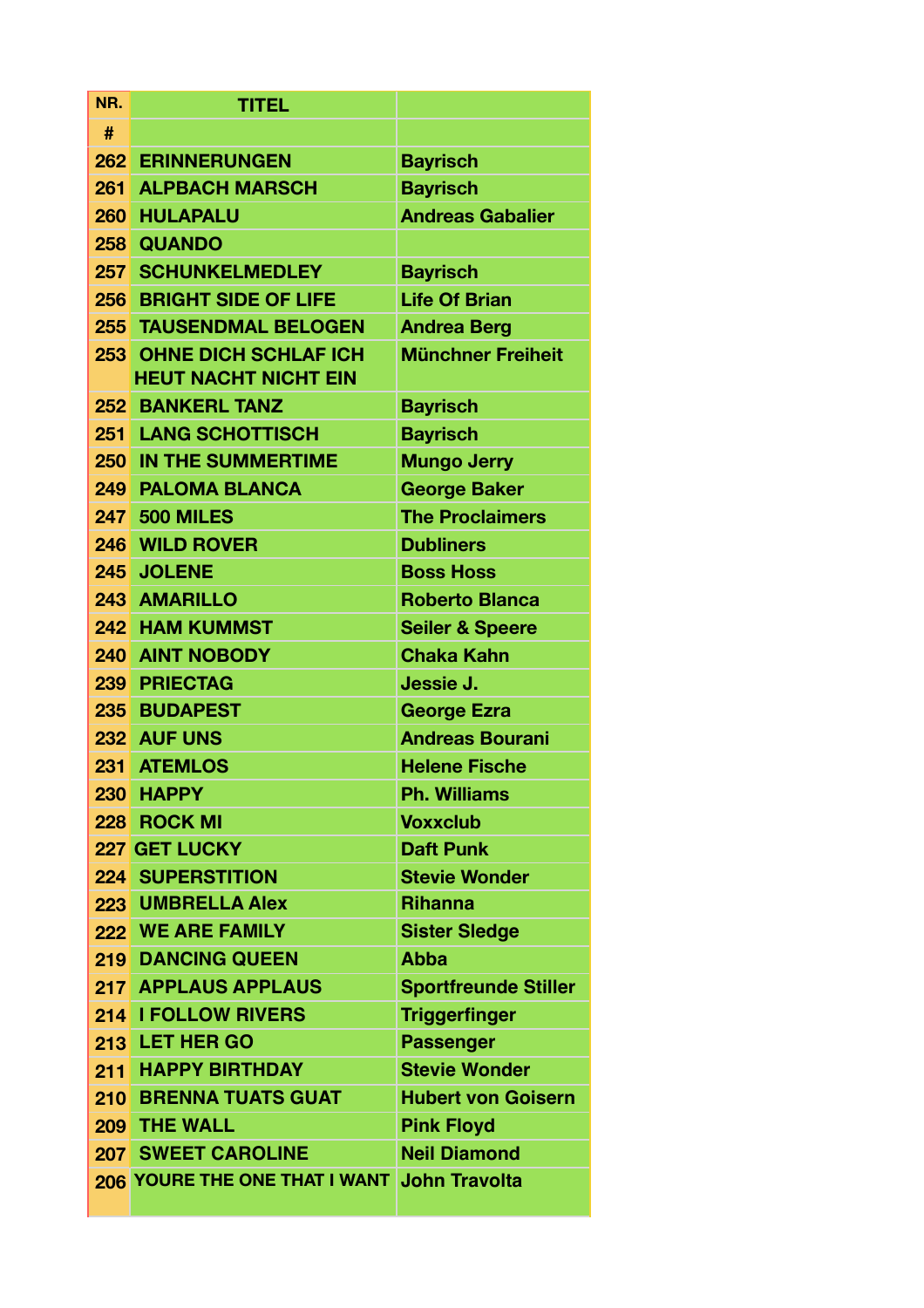| NR. | TITEL | |
|---|---|---|
| # | | |
| 262 | ERINNERUNGEN | Bayrisch |
| 261 | ALPBACH MARSCH | Bayrisch |
| 260 | HULAPALU | Andreas Gabalier |
| 258 | QUANDO | |
| 257 | SCHUNKELMEDLEY | Bayrisch |
| 256 | BRIGHT SIDE OF LIFE | Life Of Brian |
| 255 | TAUSENDMAL BELOGEN | Andrea Berg |
| 253 | OHNE DICH SCHLAF ICH HEUT NACHT NICHT EIN | Münchner Freiheit |
| 252 | BANKERL TANZ | Bayrisch |
| 251 | LANG SCHOTTISCH | Bayrisch |
| 250 | IN THE SUMMERTIME | Mungo Jerry |
| 249 | PALOMA BLANCA | George Baker |
| 247 | 500 MILES | The Proclaimers |
| 246 | WILD ROVER | Dubliners |
| 245 | JOLENE | Boss Hoss |
| 243 | AMARILLO | Roberto Blanca |
| 242 | HAM KUMMST | Seiler & Speere |
| 240 | AINT NOBODY | Chaka Kahn |
| 239 | PRIECTAG | Jessie J. |
| 235 | BUDAPEST | George Ezra |
| 232 | AUF UNS | Andreas Bourani |
| 231 | ATEMLOS | Helene Fische |
| 230 | HAPPY | Ph. Williams |
| 228 | ROCK MI | Voxxclub |
| 227 | GET LUCKY | Daft Punk |
| 224 | SUPERSTITION | Stevie Wonder |
| 223 | UMBRELLA Alex | Rihanna |
| 222 | WE ARE FAMILY | Sister Sledge |
| 219 | DANCING QUEEN | Abba |
| 217 | APPLAUS APPLAUS | Sportfreunde Stiller |
| 214 | I FOLLOW RIVERS | Triggerfinger |
| 213 | LET HER GO | Passenger |
| 211 | HAPPY BIRTHDAY | Stevie Wonder |
| 210 | BRENNA TUATS GUAT | Hubert von Goisern |
| 209 | THE WALL | Pink Floyd |
| 207 | SWEET CAROLINE | Neil Diamond |
| 206 | YOURE THE ONE THAT I WANT | John Travolta |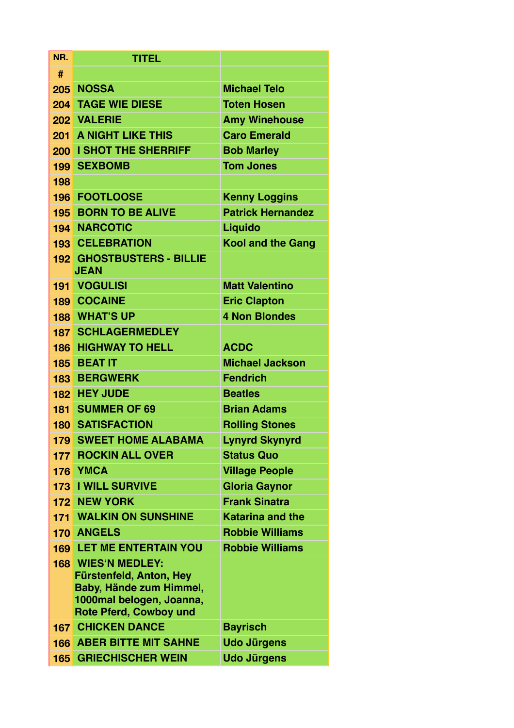| NR. | TITEL | |
|---|---|---|
| # | | |
| 205 | NOSSA | Michael Telo |
| 204 | TAGE WIE DIESE | Toten Hosen |
| 202 | VALERIE | Amy Winehouse |
| 201 | A NIGHT LIKE THIS | Caro Emerald |
| 200 | I SHOT THE SHERRIFF | Bob Marley |
| 199 | SEXBOMB | Tom Jones |
| 198 | | |
| 196 | FOOTLOOSE | Kenny Loggins |
| 195 | BORN TO BE ALIVE | Patrick Hernandez |
| 194 | NARCOTIC | Liquido |
| 193 | CELEBRATION | Kool and the Gang |
| 192 | GHOSTBUSTERS - BILLIE JEAN | |
| 191 | VOGULISI | Matt Valentino |
| 189 | COCAINE | Eric Clapton |
| 188 | WHAT'S UP | 4 Non Blondes |
| 187 | SCHLAGERMEDLEY | |
| 186 | HIGHWAY TO HELL | ACDC |
| 185 | BEAT IT | Michael Jackson |
| 183 | BERGWERK | Fendrich |
| 182 | HEY JUDE | Beatles |
| 181 | SUMMER OF 69 | Brian Adams |
| 180 | SATISFACTION | Rolling Stones |
| 179 | SWEET HOME ALABAMA | Lynyrd Skynyrd |
| 177 | ROCKIN ALL OVER | Status Quo |
| 176 | YMCA | Village People |
| 173 | I WILL SURVIVE | Gloria Gaynor |
| 172 | NEW YORK | Frank Sinatra |
| 171 | WALKIN ON SUNSHINE | Katarina and the |
| 170 | ANGELS | Robbie Williams |
| 169 | LET ME ENTERTAIN YOU | Robbie Williams |
| 168 | WIES'N MEDLEY: Fürstenfeld, Anton, Hey Baby, Hände zum Himmel, 1000mal belogen, Joanna, Rote Pferd, Cowboy und | |
| 167 | CHICKEN DANCE | Bayrisch |
| 166 | ABER BITTE MIT SAHNE | Udo Jürgens |
| 165 | GRIECHISCHER WEIN | Udo Jürgens |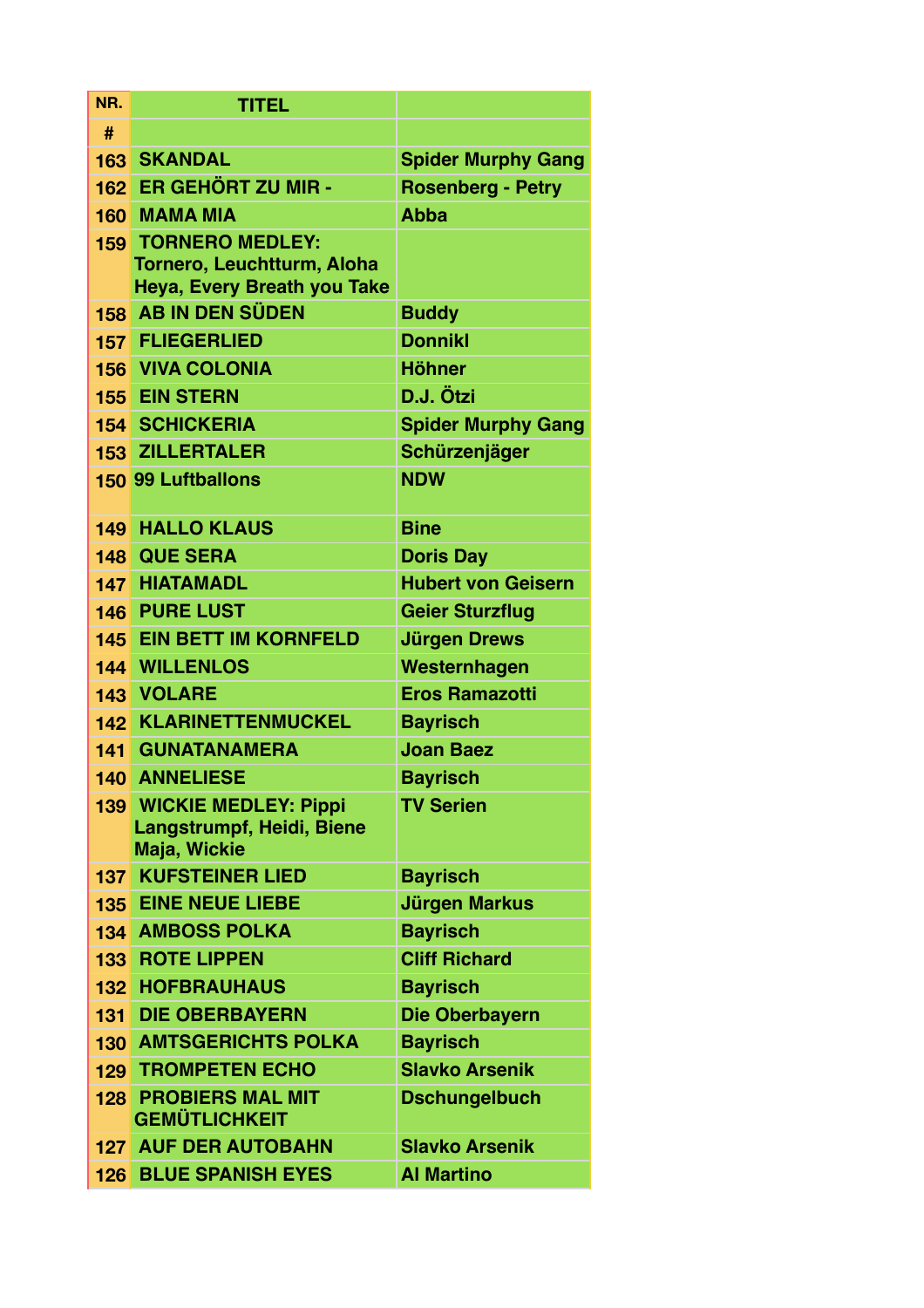| NR. | TITEL | |
|---|---|---|
| # | | |
| 163 | SKANDAL | Spider Murphy Gang |
| 162 | ER GEHÖRT ZU MIR - | Rosenberg - Petry |
| 160 | MAMA MIA | Abba |
| 159 | TORNERO MEDLEY: Tornero, Leuchtturm, Aloha Heya, Every Breath you Take | |
| 158 | AB IN DEN SÜDEN | Buddy |
| 157 | FLIEGERLIED | Donnikl |
| 156 | VIVA COLONIA | Höhner |
| 155 | EIN STERN | D.J. Ötzi |
| 154 | SCHICKERIA | Spider Murphy Gang |
| 153 | ZILLERTALER | Schürzenjäger |
| 150 | 99 Luftballons | NDW |
| 149 | HALLO KLAUS | Bine |
| 148 | QUE SERA | Doris Day |
| 147 | HIATAMADL | Hubert von Geisern |
| 146 | PURE LUST | Geier Sturzflug |
| 145 | EIN BETT IM KORNFELD | Jürgen Drews |
| 144 | WILLENLOS | Westernhagen |
| 143 | VOLARE | Eros Ramazotti |
| 142 | KLARINETTENMUCKEL | Bayrisch |
| 141 | GUNATANAMERA | Joan Baez |
| 140 | ANNELIESE | Bayrisch |
| 139 | WICKIE MEDLEY: Pippi Langstrumpf, Heidi, Biene Maja, Wickie | TV Serien |
| 137 | KUFSTEINER LIED | Bayrisch |
| 135 | EINE NEUE LIEBE | Jürgen Markus |
| 134 | AMBOSS POLKA | Bayrisch |
| 133 | ROTE LIPPEN | Cliff Richard |
| 132 | HOFBRAUHAUS | Bayrisch |
| 131 | DIE OBERBAYERN | Die Oberbayern |
| 130 | AMTSGERICHTS POLKA | Bayrisch |
| 129 | TROMPETEN ECHO | Slavko Arsenik |
| 128 | PROBIERS MAL MIT GEMÜTLICHKEIT | Dschungelbuch |
| 127 | AUF DER AUTOBAHN | Slavko Arsenik |
| 126 | BLUE SPANISH EYES | Al Martino |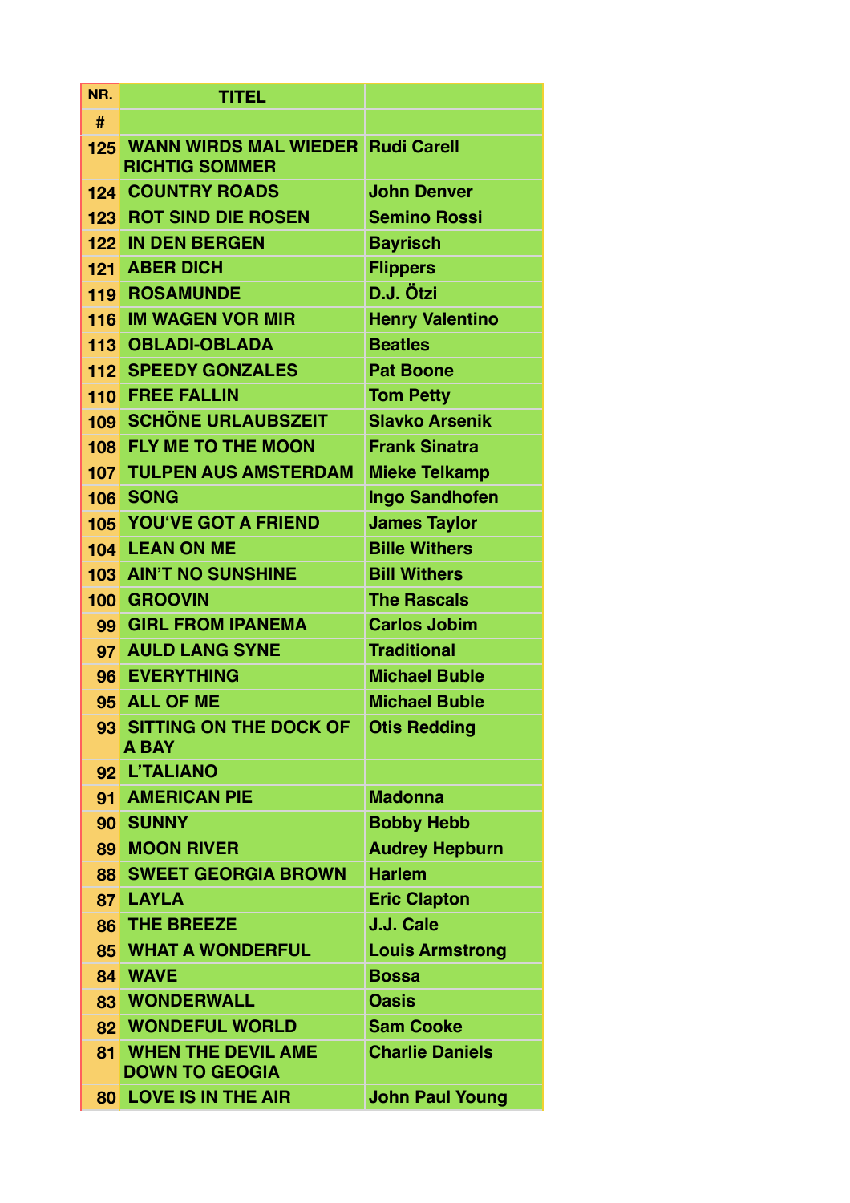| NR. | TITEL | |
|---|---|---|
| # | | |
| 125 | WANN WIRDS MAL WIEDER RICHTIG SOMMER | Rudi Carell |
| 124 | COUNTRY ROADS | John Denver |
| 123 | ROT SIND DIE ROSEN | Semino Rossi |
| 122 | IN DEN BERGEN | Bayrisch |
| 121 | ABER DICH | Flippers |
| 119 | ROSAMUNDE | D.J. Ötzi |
| 116 | IM WAGEN VOR MIR | Henry Valentino |
| 113 | OBLADI-OBLADA | Beatles |
| 112 | SPEEDY GONZALES | Pat Boone |
| 110 | FREE FALLIN | Tom Petty |
| 109 | SCHÖNE URLAUBSZEIT | Slavko Arsenik |
| 108 | FLY ME TO THE MOON | Frank Sinatra |
| 107 | TULPEN AUS AMSTERDAM | Mieke Telkamp |
| 106 | SONG | Ingo Sandhofen |
| 105 | YOU'VE GOT A FRIEND | James Taylor |
| 104 | LEAN ON ME | Bille Withers |
| 103 | AIN'T NO SUNSHINE | Bill Withers |
| 100 | GROOVIN | The Rascals |
| 99 | GIRL FROM IPANEMA | Carlos Jobim |
| 97 | AULD LANG SYNE | Traditional |
| 96 | EVERYTHING | Michael Buble |
| 95 | ALL OF ME | Michael Buble |
| 93 | SITTING ON THE DOCK OF A BAY | Otis Redding |
| 92 | L'TALIANO | |
| 91 | AMERICAN PIE | Madonna |
| 90 | SUNNY | Bobby Hebb |
| 89 | MOON RIVER | Audrey Hepburn |
| 88 | SWEET GEORGIA BROWN | Harlem |
| 87 | LAYLA | Eric Clapton |
| 86 | THE BREEZE | J.J. Cale |
| 85 | WHAT A WONDERFUL | Louis Armstrong |
| 84 | WAVE | Bossa |
| 83 | WONDERWALL | Oasis |
| 82 | WONDEFUL WORLD | Sam Cooke |
| 81 | WHEN THE DEVIL AME DOWN TO GEOGIA | Charlie Daniels |
| 80 | LOVE IS IN THE AIR | John Paul Young |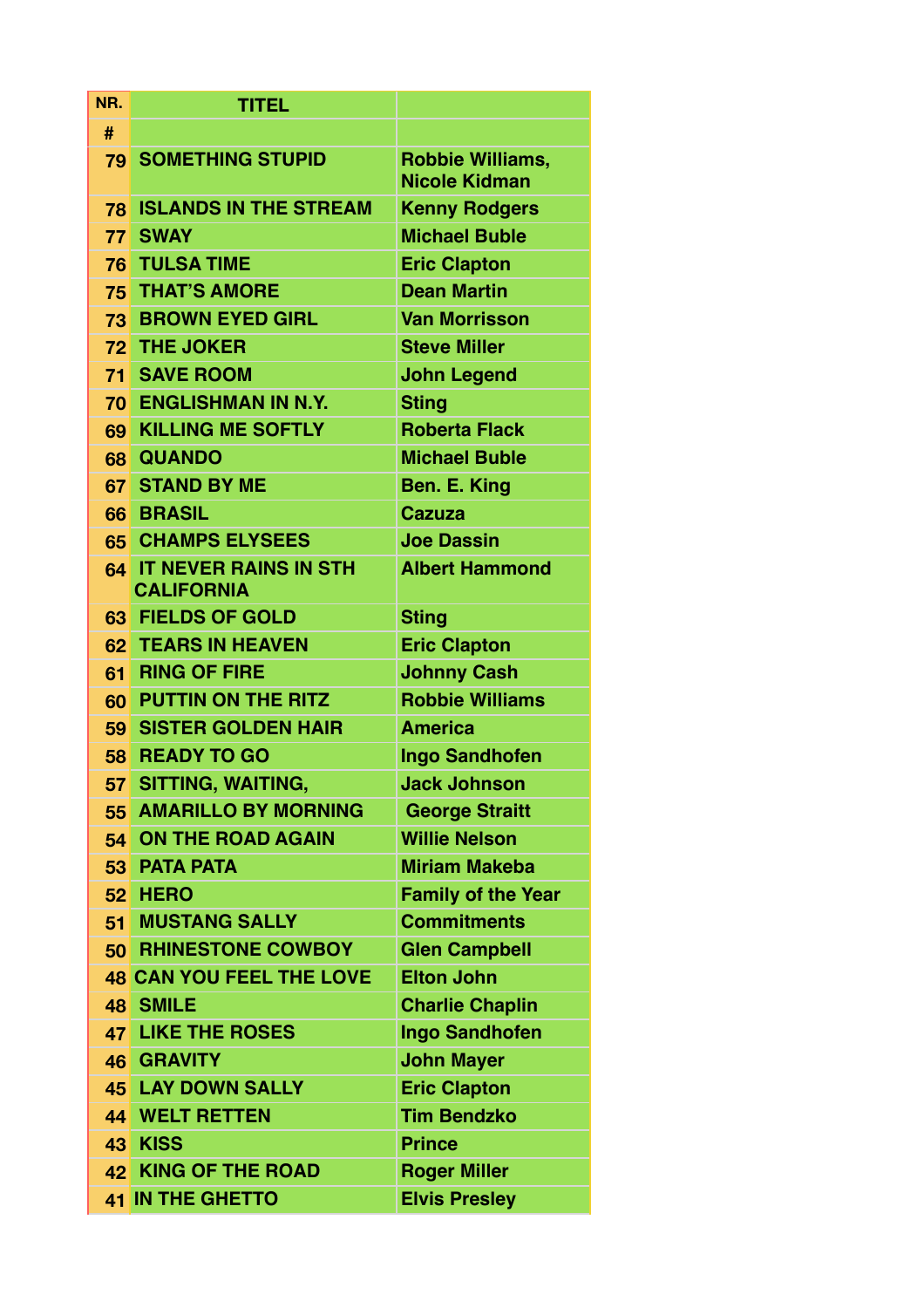| NR. | TITEL | |
|---|---|---|
| # | | |
| 79 | SOMETHING STUPID | Robbie Williams, Nicole Kidman |
| 78 | ISLANDS IN THE STREAM | Kenny Rodgers |
| 77 | SWAY | Michael Buble |
| 76 | TULSA TIME | Eric Clapton |
| 75 | THAT'S AMORE | Dean Martin |
| 73 | BROWN EYED GIRL | Van Morrisson |
| 72 | THE JOKER | Steve Miller |
| 71 | SAVE ROOM | John Legend |
| 70 | ENGLISHMAN IN N.Y. | Sting |
| 69 | KILLING ME SOFTLY | Roberta Flack |
| 68 | QUANDO | Michael Buble |
| 67 | STAND BY ME | Ben. E. King |
| 66 | BRASIL | Cazuza |
| 65 | CHAMPS ELYSEES | Joe Dassin |
| 64 | IT NEVER RAINS IN STH CALIFORNIA | Albert Hammond |
| 63 | FIELDS OF GOLD | Sting |
| 62 | TEARS IN HEAVEN | Eric Clapton |
| 61 | RING OF FIRE | Johnny Cash |
| 60 | PUTTIN ON THE RITZ | Robbie Williams |
| 59 | SISTER GOLDEN HAIR | America |
| 58 | READY TO GO | Ingo Sandhofen |
| 57 | SITTING, WAITING, | Jack Johnson |
| 55 | AMARILLO BY MORNING | George Straitt |
| 54 | ON THE ROAD AGAIN | Willie Nelson |
| 53 | PATA PATA | Miriam Makeba |
| 52 | HERO | Family of the Year |
| 51 | MUSTANG SALLY | Commitments |
| 50 | RHINESTONE COWBOY | Glen Campbell |
| 48 | CAN YOU FEEL THE LOVE | Elton John |
| 48 | SMILE | Charlie Chaplin |
| 47 | LIKE THE ROSES | Ingo Sandhofen |
| 46 | GRAVITY | John Mayer |
| 45 | LAY DOWN SALLY | Eric Clapton |
| 44 | WELT RETTEN | Tim Bendzko |
| 43 | KISS | Prince |
| 42 | KING OF THE ROAD | Roger Miller |
| 41 | IN THE GHETTO | Elvis Presley |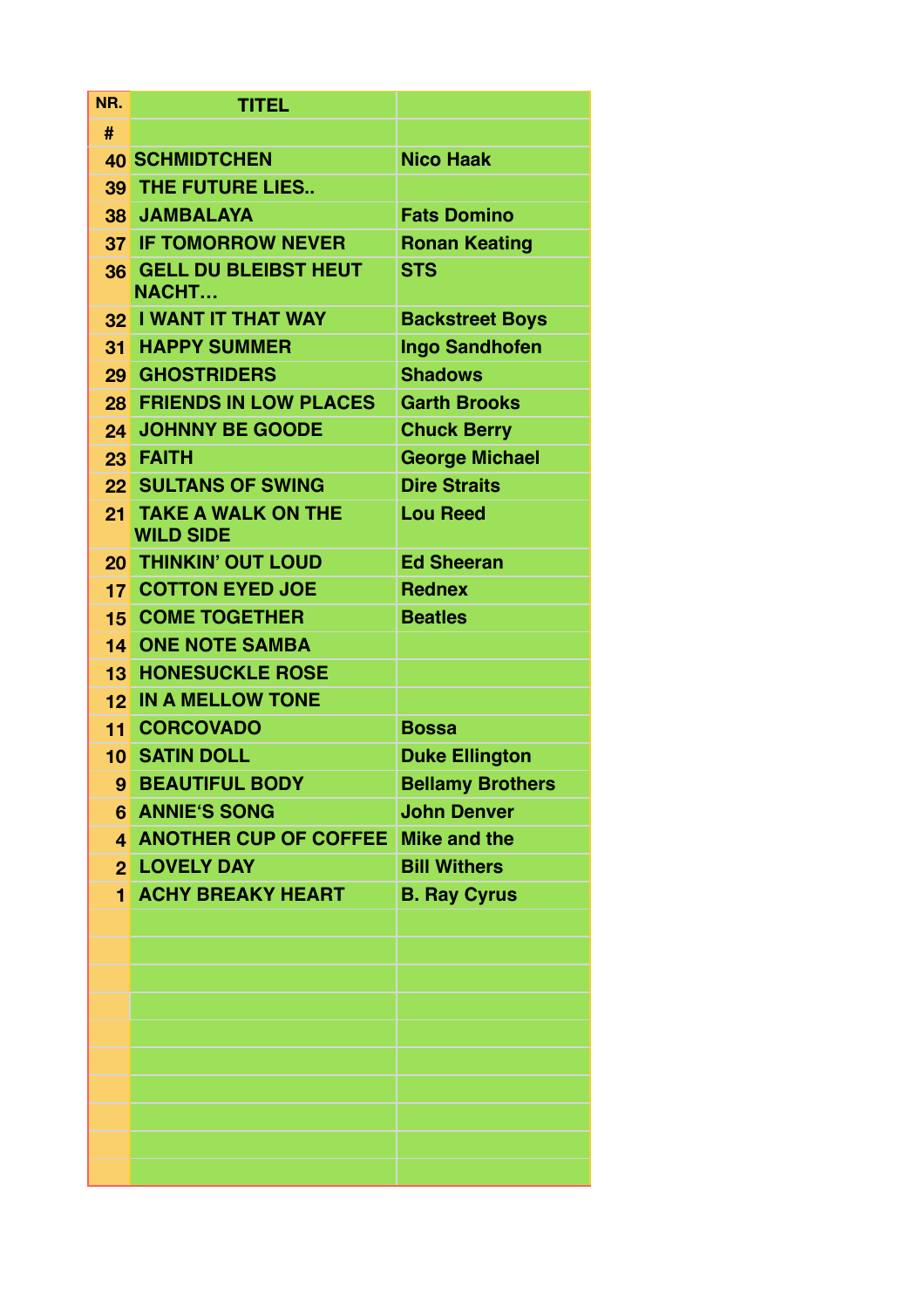| NR. | TITEL | |
|---|---|---|
| # | | |
| 40 | SCHMIDTCHEN | Nico Haak |
| 39 | THE FUTURE LIES.. | |
| 38 | JAMBALAYA | Fats Domino |
| 37 | IF TOMORROW NEVER | Ronan Keating |
| 36 | GELL DU BLEIBST HEUT NACHT… | STS |
| 32 | I WANT IT THAT WAY | Backstreet Boys |
| 31 | HAPPY SUMMER | Ingo Sandhofen |
| 29 | GHOSTRIDERS | Shadows |
| 28 | FRIENDS IN LOW PLACES | Garth Brooks |
| 24 | JOHNNY BE GOODE | Chuck Berry |
| 23 | FAITH | George Michael |
| 22 | SULTANS OF SWING | Dire Straits |
| 21 | TAKE A WALK ON THE WILD SIDE | Lou Reed |
| 20 | THINKIN' OUT LOUD | Ed Sheeran |
| 17 | COTTON EYED JOE | Rednex |
| 15 | COME TOGETHER | Beatles |
| 14 | ONE NOTE SAMBA | |
| 13 | HONESUCKLE ROSE | |
| 12 | IN A MELLOW TONE | |
| 11 | CORCOVADO | Bossa |
| 10 | SATIN DOLL | Duke Ellington |
| 9 | BEAUTIFUL BODY | Bellamy Brothers |
| 6 | ANNIE'S SONG | John Denver |
| 4 | ANOTHER CUP OF COFFEE | Mike and the |
| 2 | LOVELY DAY | Bill Withers |
| 1 | ACHY BREAKY HEART | B. Ray Cyrus |
| | | |
| | | |
| | | |
| | | |
| | | |
| | | |
| | | |
| | | |
| | | |
| | | |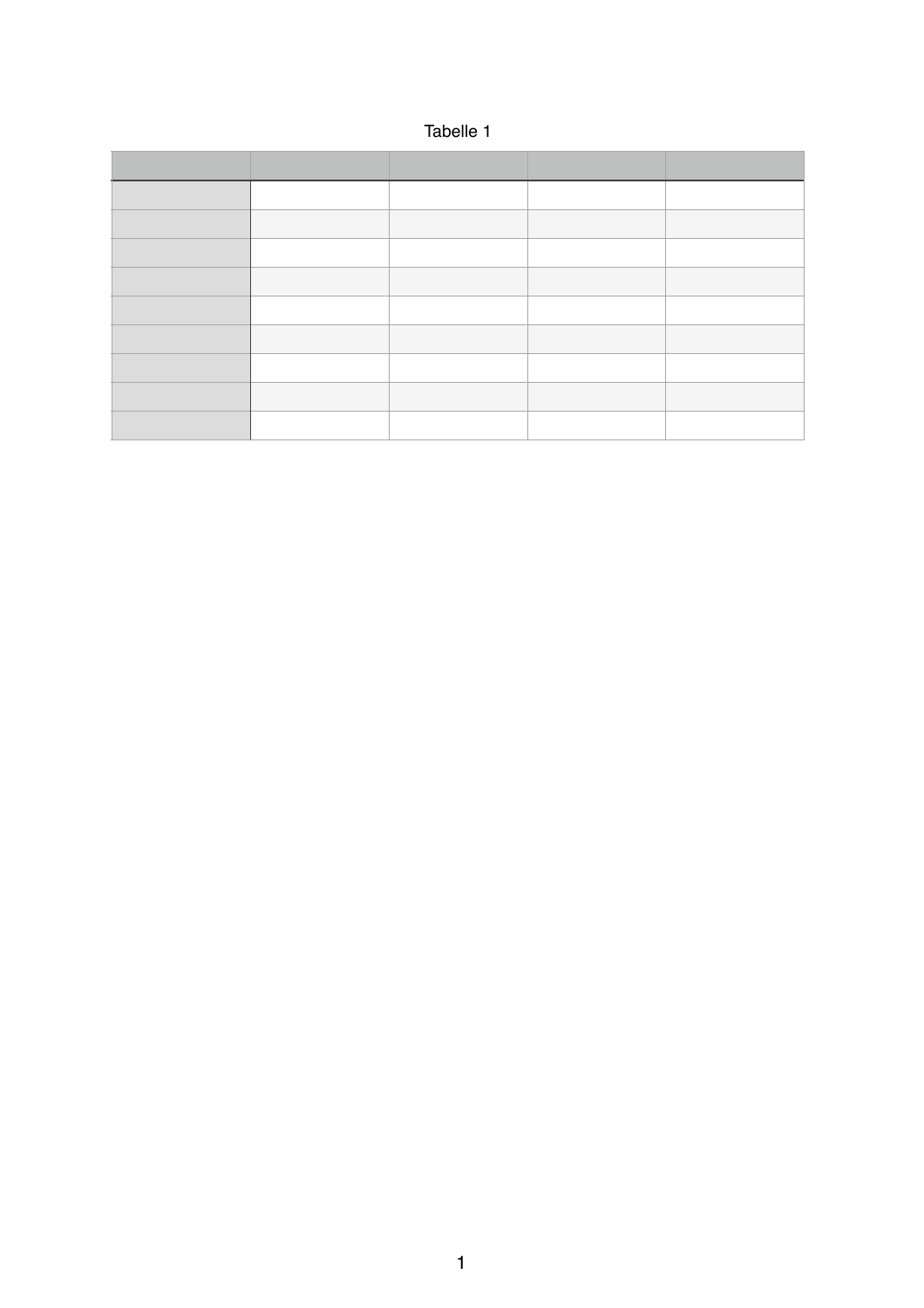Tabelle 1

| | | | | |
|---|---|---|---|---|
| | | | | |
| | | | | |
| | | | | |
| | | | | |
| | | | | |
| | | | | |
| | | | | |
| | | | | |
| | | | | |